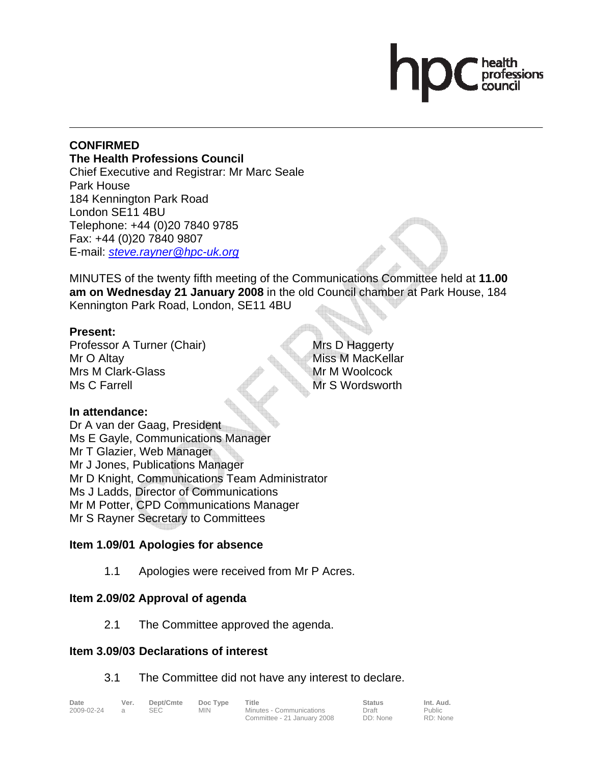**CONFIRMED**
**The Health Professions Council**
Chief Executive and Registrar: Mr Marc Seale
Park House
184 Kennington Park Road
London SE11 4BU
Telephone: +44 (0)20 7840 9785
Fax: +44 (0)20 7840 9807
E-mail: *steve.rayner@hpc-uk.org*

MINUTES of the twenty fifth meeting of the Communications Committee held at **11.00 am on Wednesday 21 January 2008** in the old Council chamber at Park House, 184 Kennington Park Road, London, SE11 4BU

**Present:**
Professor A Turner (Chair)
Mr O Altay
Mrs M Clark-Glass
Ms C Farrell
Mrs D Haggerty
Miss M MacKellar
Mr M Woolcock
Mr S Wordsworth

**In attendance:**
Dr A van der Gaag, President
Ms E Gayle, Communications Manager
Mr T Glazier, Web Manager
Mr J Jones, Publications Manager
Mr D Knight, Communications Team Administrator
Ms J Ladds, Director of Communications
Mr M Potter, CPD Communications Manager
Mr S Rayner Secretary to Committees

**Item 1.09/01 Apologies for absence**

1.1 Apologies were received from Mr P Acres.

**Item 2.09/02 Approval of agenda**

2.1 The Committee approved the agenda.

**Item 3.09/03 Declarations of interest**

3.1 The Committee did not have any interest to declare.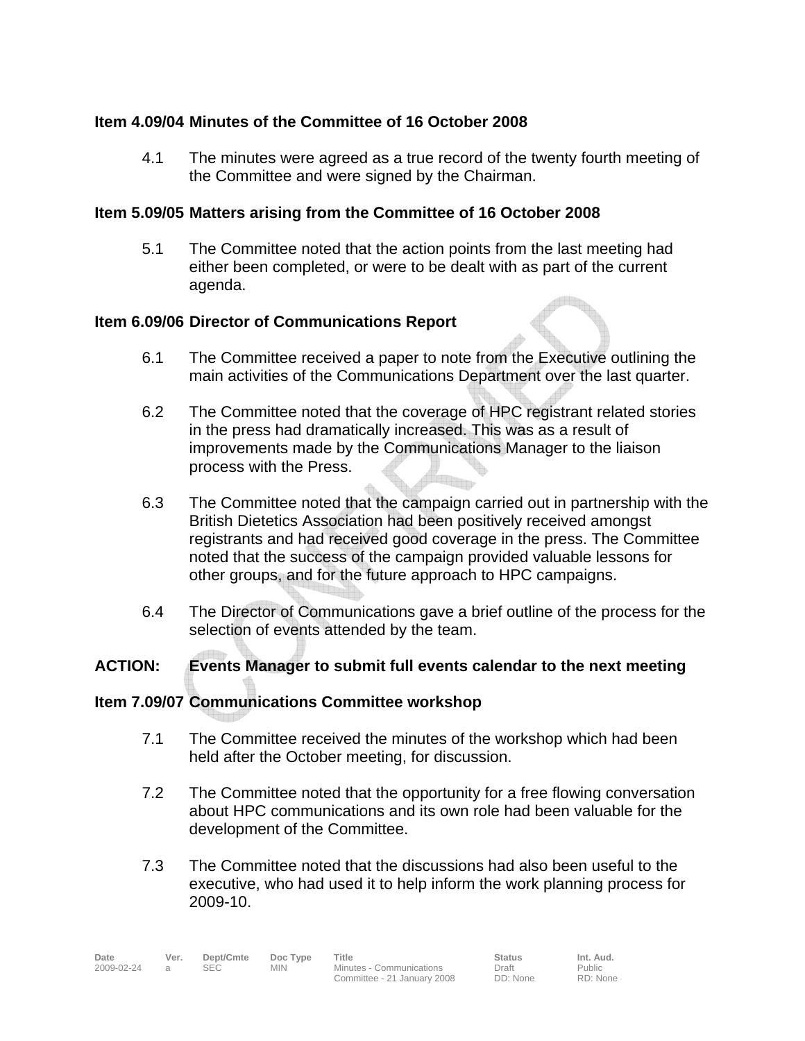**Item 4.09/04 Minutes of the Committee of 16 October 2008**

4.1 The minutes were agreed as a true record of the twenty fourth meeting of the Committee and were signed by the Chairman.

**Item 5.09/05 Matters arising from the Committee of 16 October 2008**

5.1 The Committee noted that the action points from the last meeting had either been completed, or were to be dealt with as part of the current agenda.

**Item 6.09/06 Director of Communications Report**

6.1 The Committee received a paper to note from the Executive outlining the main activities of the Communications Department over the last quarter.

6.2 The Committee noted that the coverage of HPC registrant related stories in the press had dramatically increased. This was as a result of improvements made by the Communications Manager to the liaison process with the Press.

6.3 The Committee noted that the campaign carried out in partnership with the British Dietetics Association had been positively received amongst registrants and had received good coverage in the press. The Committee noted that the success of the campaign provided valuable lessons for other groups, and for the future approach to HPC campaigns.

6.4 The Director of Communications gave a brief outline of the process for the selection of events attended by the team.

**ACTION: Events Manager to submit full events calendar to the next meeting**

**Item 7.09/07 Communications Committee workshop**

7.1 The Committee received the minutes of the workshop which had been held after the October meeting, for discussion.

7.2 The Committee noted that the opportunity for a free flowing conversation about HPC communications and its own role had been valuable for the development of the Committee.

7.3 The Committee noted that the discussions had also been useful to the executive, who had used it to help inform the work planning process for 2009-10.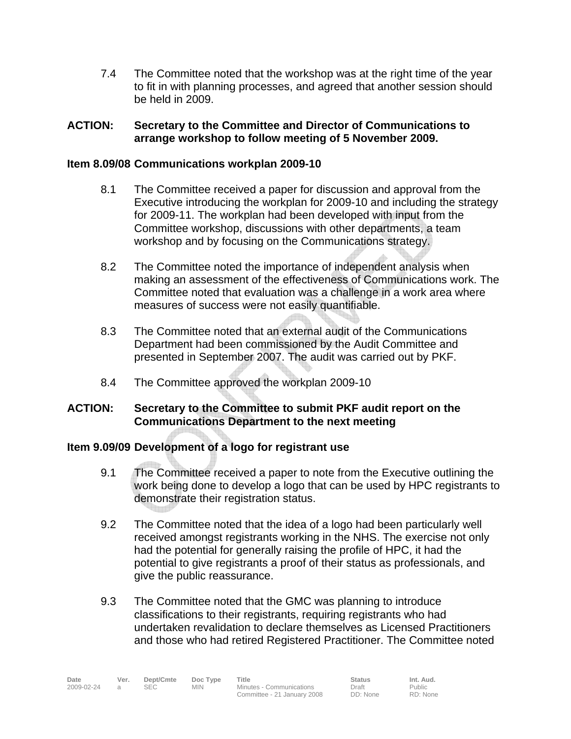7.4 The Committee noted that the workshop was at the right time of the year to fit in with planning processes, and agreed that another session should be held in 2009.

**ACTION: Secretary to the Committee and Director of Communications to arrange workshop to follow meeting of 5 November 2009.**

**Item 8.09/08 Communications workplan 2009-10**

8.1 The Committee received a paper for discussion and approval from the Executive introducing the workplan for 2009-10 and including the strategy for 2009-11. The workplan had been developed with input from the Committee workshop, discussions with other departments, a team workshop and by focusing on the Communications strategy.

8.2 The Committee noted the importance of independent analysis when making an assessment of the effectiveness of Communications work. The Committee noted that evaluation was a challenge in a work area where measures of success were not easily quantifiable.

8.3 The Committee noted that an external audit of the Communications Department had been commissioned by the Audit Committee and presented in September 2007. The audit was carried out by PKF.

8.4 The Committee approved the workplan 2009-10

**ACTION: Secretary to the Committee to submit PKF audit report on the Communications Department to the next meeting**

**Item 9.09/09 Development of a logo for registrant use**

9.1 The Committee received a paper to note from the Executive outlining the work being done to develop a logo that can be used by HPC registrants to demonstrate their registration status.

9.2 The Committee noted that the idea of a logo had been particularly well received amongst registrants working in the NHS. The exercise not only had the potential for generally raising the profile of HPC, it had the potential to give registrants a proof of their status as professionals, and give the public reassurance.

9.3 The Committee noted that the GMC was planning to introduce classifications to their registrants, requiring registrants who had undertaken revalidation to declare themselves as Licensed Practitioners and those who had retired Registered Practitioner. The Committee noted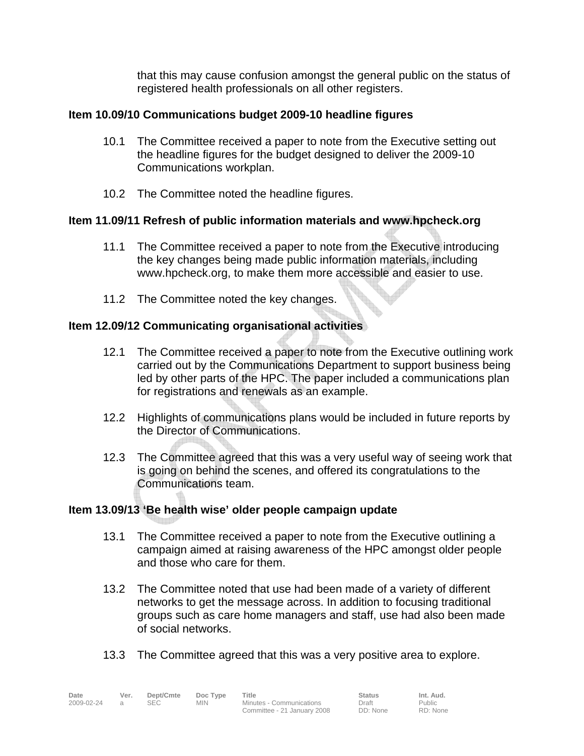that this may cause confusion amongst the general public on the status of registered health professionals on all other registers.

**Item 10.09/10 Communications budget 2009-10 headline figures**

10.1 The Committee received a paper to note from the Executive setting out the headline figures for the budget designed to deliver the 2009-10 Communications workplan.

10.2 The Committee noted the headline figures.

**Item 11.09/11 Refresh of public information materials and www.hpcheck.org**

11.1 The Committee received a paper to note from the Executive introducing the key changes being made public information materials, including www.hpcheck.org, to make them more accessible and easier to use.

11.2 The Committee noted the key changes.

**Item 12.09/12 Communicating organisational activities**

12.1 The Committee received a paper to note from the Executive outlining work carried out by the Communications Department to support business being led by other parts of the HPC. The paper included a communications plan for registrations and renewals as an example.

12.2 Highlights of communications plans would be included in future reports by the Director of Communications.

12.3 The Committee agreed that this was a very useful way of seeing work that is going on behind the scenes, and offered its congratulations to the Communications team.

**Item 13.09/13 'Be health wise' older people campaign update**

13.1 The Committee received a paper to note from the Executive outlining a campaign aimed at raising awareness of the HPC amongst older people and those who care for them.

13.2 The Committee noted that use had been made of a variety of different networks to get the message across. In addition to focusing traditional groups such as care home managers and staff, use had also been made of social networks.

13.3 The Committee agreed that this was a very positive area to explore.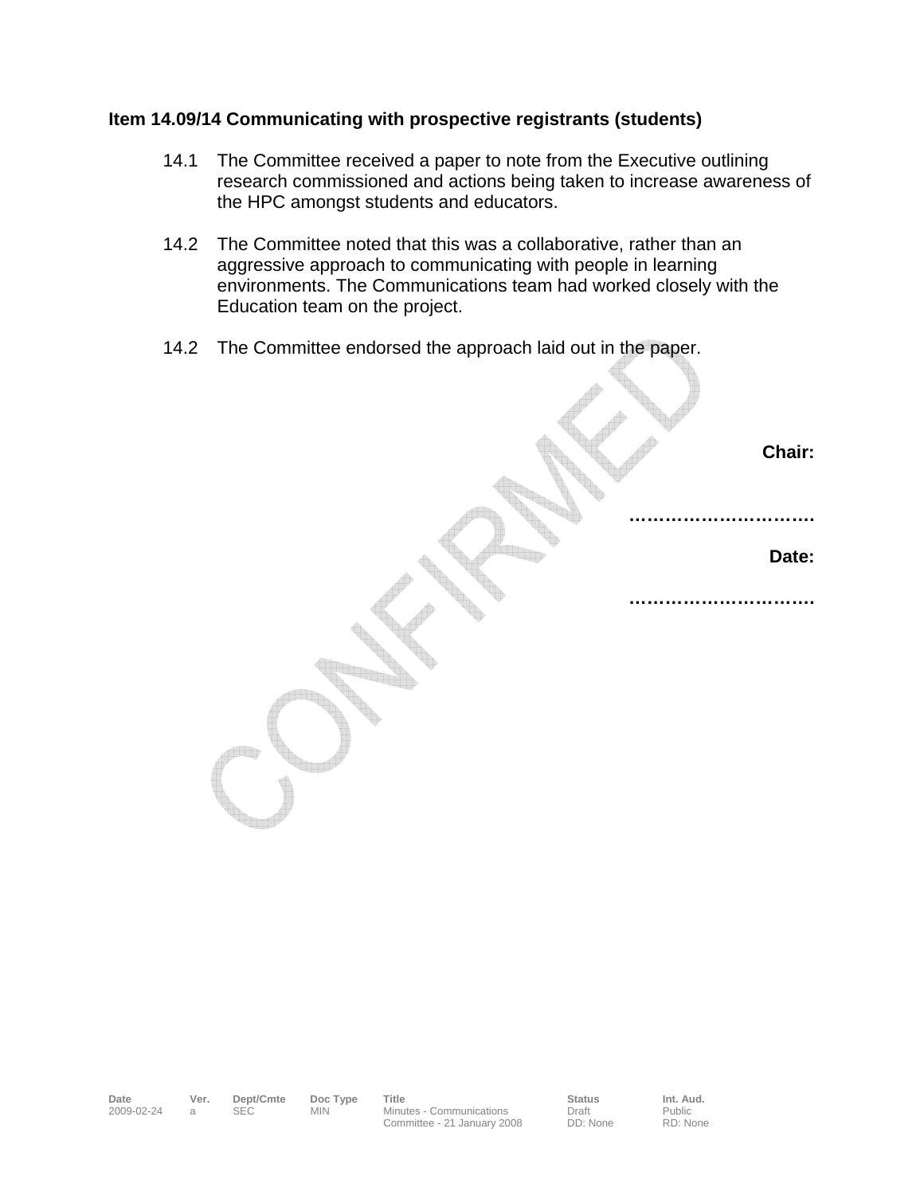**Item 14.09/14 Communicating with prospective registrants (students)**

14.1 The Committee received a paper to note from the Executive outlining research commissioned and actions being taken to increase awareness of the HPC amongst students and educators.

14.2 The Committee noted that this was a collaborative, rather than an aggressive approach to communicating with people in learning environments. The Communications team had worked closely with the Education team on the project.

14.2 The Committee endorsed the approach laid out in the paper.

**Chair:**

…………………………

**Date:**

…………………………